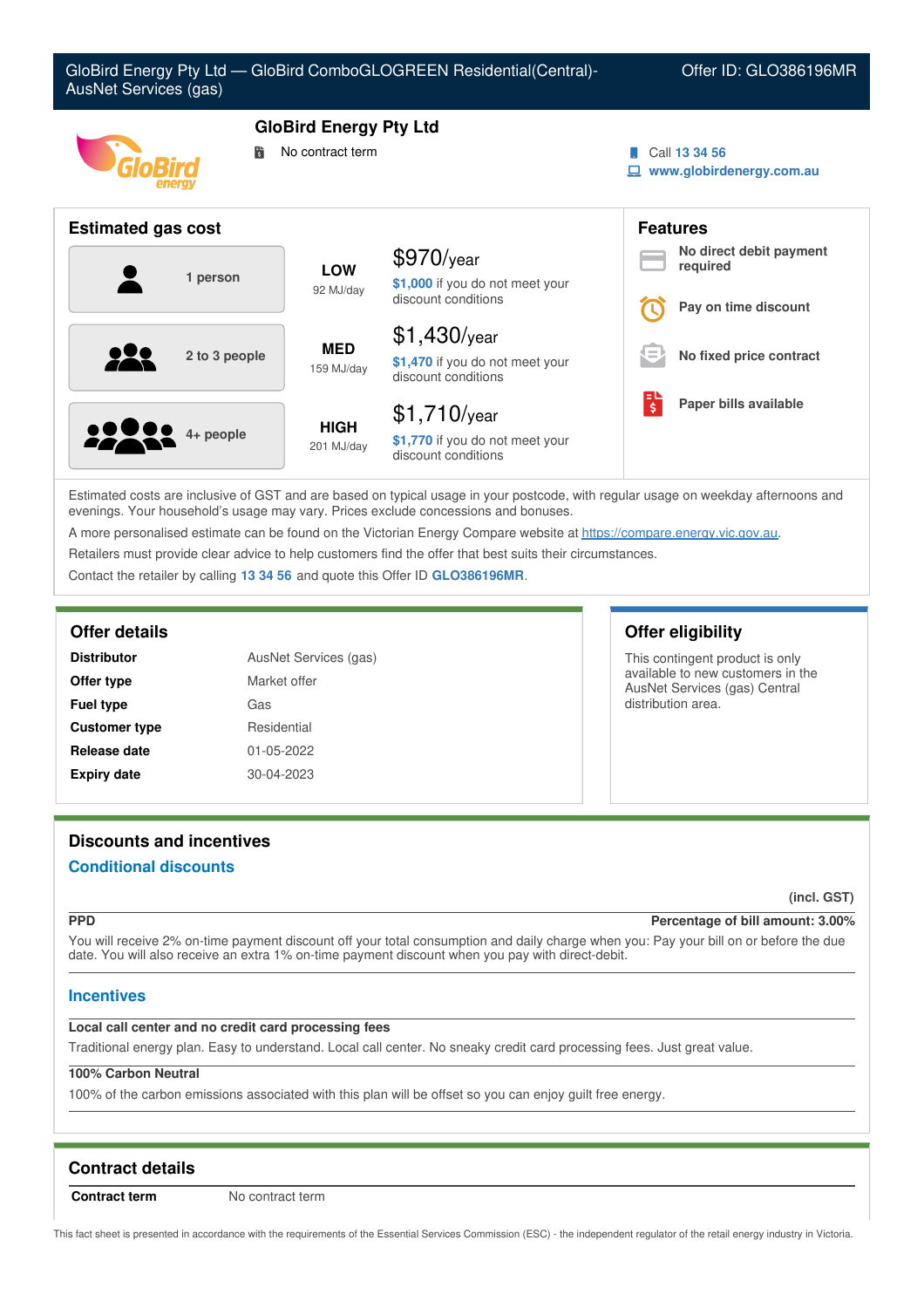# GloBird Energy Pty Ltd — GloBird ComboGLOGREEN Residential(Central)-AusNet Services (gas)

Offer ID: GLO386196MR

## GloBird Energy Pty Ltd

No contract term

Call 13 34 56

www.globirdenergy.com.au

## Estimated gas cost

| Household | Usage | Cost |
|---|---|---|
| 1 person | LOW 92 MJ/day | $970/year — $1,000 if you do not meet your discount conditions |
| 2 to 3 people | MED 159 MJ/day | $1,430/year — $1,470 if you do not meet your discount conditions |
| 4+ people | HIGH 201 MJ/day | $1,710/year — $1,770 if you do not meet your discount conditions |

## Features

- No direct debit payment required
- Pay on time discount
- No fixed price contract
- Paper bills available

Estimated costs are inclusive of GST and are based on typical usage in your postcode, with regular usage on weekday afternoons and evenings. Your household's usage may vary. Prices exclude concessions and bonuses.

A more personalised estimate can be found on the Victorian Energy Compare website at https://compare.energy.vic.gov.au.

Retailers must provide clear advice to help customers find the offer that best suits their circumstances.

Contact the retailer by calling 13 34 56 and quote this Offer ID GLO386196MR.

## Offer details

| | |
|---|---|
| **Distributor** | AusNet Services (gas) |
| **Offer type** | Market offer |
| **Fuel type** | Gas |
| **Customer type** | Residential |
| **Release date** | 01-05-2022 |
| **Expiry date** | 30-04-2023 |

## Offer eligibility

This contingent product is only available to new customers in the AusNet Services (gas) Central distribution area.

## Discounts and incentives

### Conditional discounts

(incl. GST)

**PPD** — **Percentage of bill amount: 3.00%**

You will receive 2% on-time payment discount off your total consumption and daily charge when you: Pay your bill on or before the due date. You will also receive an extra 1% on-time payment discount when you pay with direct-debit.

### Incentives

**Local call center and no credit card processing fees**

Traditional energy plan. Easy to understand. Local call center. No sneaky credit card processing fees. Just great value.

**100% Carbon Neutral**

100% of the carbon emissions associated with this plan will be offset so you can enjoy guilt free energy.

## Contract details

| | |
|---|---|
| **Contract term** | No contract term |

This fact sheet is presented in accordance with the requirements of the Essential Services Commission (ESC) - the independent regulator of the retail energy industry in Victoria.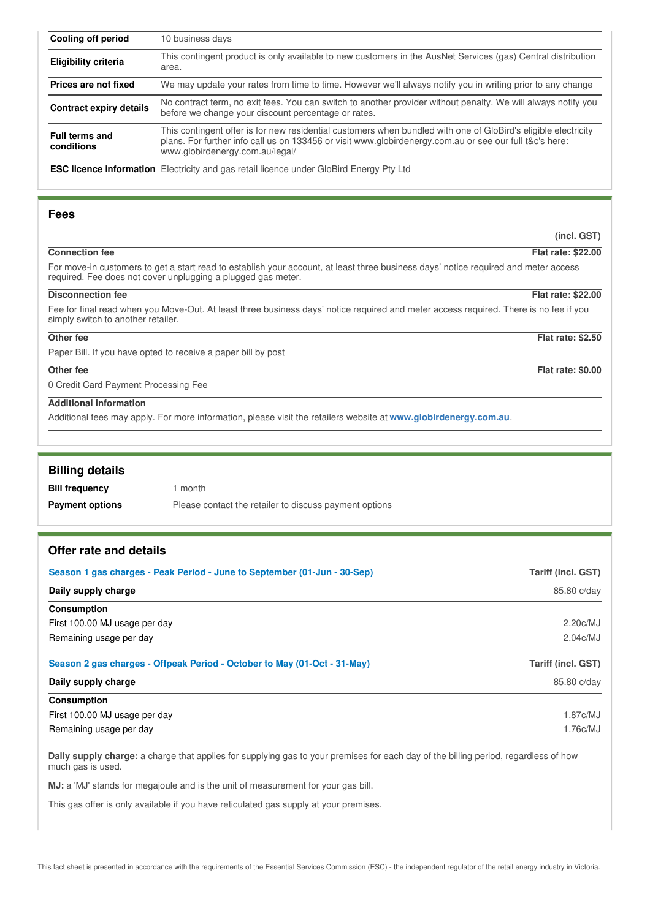| | |
|---|---|
| **Cooling off period** | 10 business days |
| **Eligibility criteria** | This contingent product is only available to new customers in the AusNet Services (gas) Central distribution area. |
| **Prices are not fixed** | We may update your rates from time to time. However we'll always notify you in writing prior to any change |
| **Contract expiry details** | No contract term, no exit fees. You can switch to another provider without penalty. We will always notify you before we change your discount percentage or rates. |
| **Full terms and conditions** | This contingent offer is for new residential customers when bundled with one of GloBird's eligible electricity plans. For further info call us on 133456 or visit www.globirdenergy.com.au or see our full t&c's here: www.globirdenergy.com.au/legal/ |
| **ESC licence information** | Electricity and gas retail licence under GloBird Energy Pty Ltd |

## Fees

**(incl. GST)**

**Connection fee** — **Flat rate: $22.00**

For move-in customers to get a start read to establish your account, at least three business days' notice required and meter access required. Fee does not cover unplugging a plugged gas meter.

**Disconnection fee** — **Flat rate: $22.00**

Fee for final read when you Move-Out. At least three business days' notice required and meter access required. There is no fee if you simply switch to another retailer.

**Other fee** — **Flat rate: $2.50**

Paper Bill. If you have opted to receive a paper bill by post

**Other fee** — **Flat rate: $0.00**

0 Credit Card Payment Processing Fee

**Additional information**

Additional fees may apply. For more information, please visit the retailers website at **www.globirdenergy.com.au**.

## Billing details

| | |
|---|---|
| **Bill frequency** | 1 month |
| **Payment options** | Please contact the retailer to discuss payment options |

## Offer rate and details

| Season 1 gas charges - Peak Period - June to September (01-Jun - 30-Sep) | Tariff (incl. GST) |
|---|---|
| **Daily supply charge** | 85.80 c/day |
| **Consumption** | |
| First 100.00 MJ usage per day | 2.20c/MJ |
| Remaining usage per day | 2.04c/MJ |

| Season 2 gas charges - Offpeak Period - October to May (01-Oct - 31-May) | Tariff (incl. GST) |
|---|---|
| **Daily supply charge** | 85.80 c/day |
| **Consumption** | |
| First 100.00 MJ usage per day | 1.87c/MJ |
| Remaining usage per day | 1.76c/MJ |

**Daily supply charge:** a charge that applies for supplying gas to your premises for each day of the billing period, regardless of how much gas is used.

**MJ:** a 'MJ' stands for megajoule and is the unit of measurement for your gas bill.

This gas offer is only available if you have reticulated gas supply at your premises.

This fact sheet is presented in accordance with the requirements of the Essential Services Commission (ESC) - the independent regulator of the retail energy industry in Victoria.